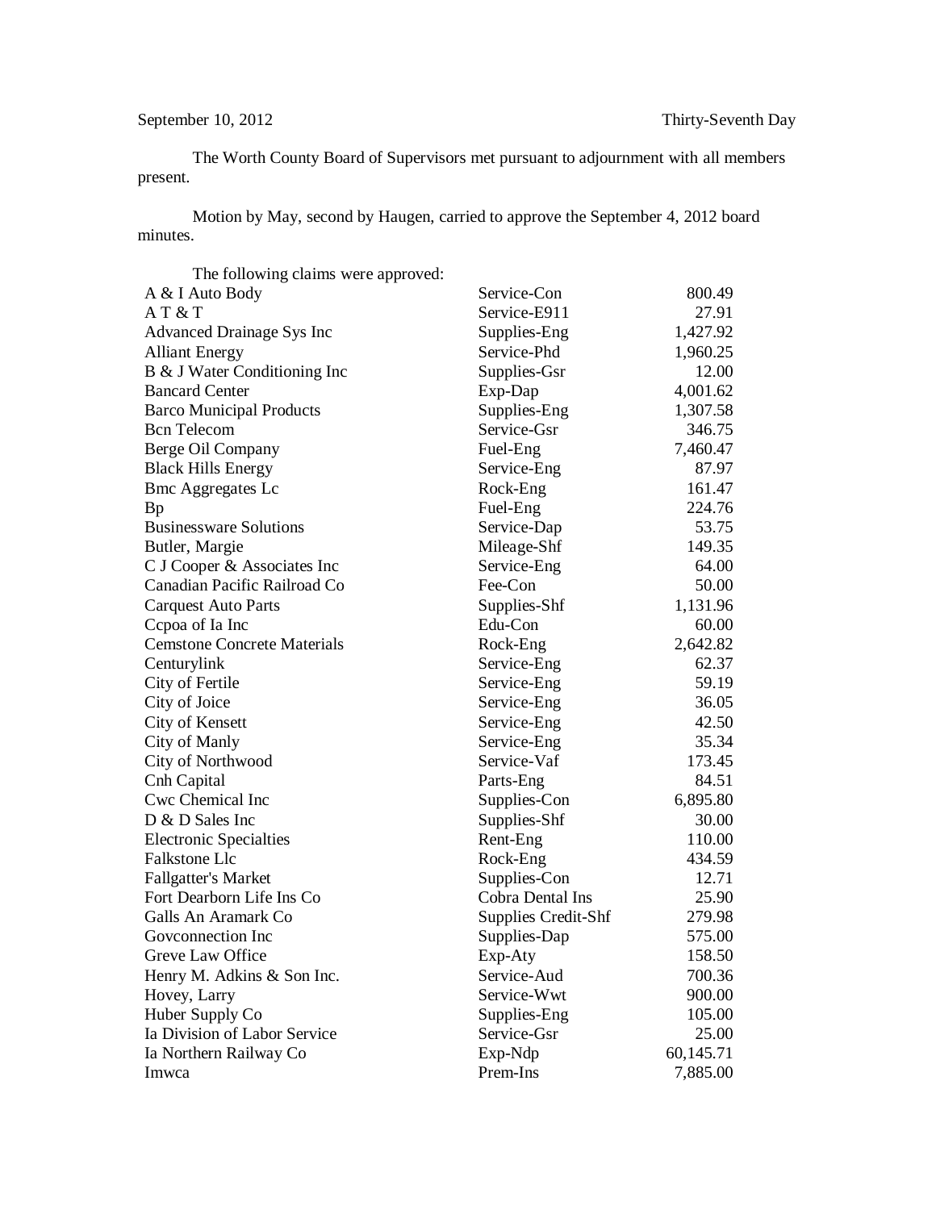September 10, 2012 Thirty-Seventh Day

The Worth County Board of Supervisors met pursuant to adjournment with all members present.

Motion by May, second by Haugen, carried to approve the September 4, 2012 board minutes.

The following claims were approved:

| | | |
|---|---|---|
| A & I Auto Body | Service-Con | 800.49 |
| A T & T | Service-E911 | 27.91 |
| Advanced Drainage Sys Inc | Supplies-Eng | 1,427.92 |
| Alliant Energy | Service-Phd | 1,960.25 |
| B & J Water Conditioning Inc | Supplies-Gsr | 12.00 |
| Bancard Center | Exp-Dap | 4,001.62 |
| Barco Municipal Products | Supplies-Eng | 1,307.58 |
| Bcn Telecom | Service-Gsr | 346.75 |
| Berge Oil Company | Fuel-Eng | 7,460.47 |
| Black Hills Energy | Service-Eng | 87.97 |
| Bmc Aggregates Lc | Rock-Eng | 161.47 |
| Bp | Fuel-Eng | 224.76 |
| Businessware Solutions | Service-Dap | 53.75 |
| Butler, Margie | Mileage-Shf | 149.35 |
| C J Cooper & Associates Inc | Service-Eng | 64.00 |
| Canadian Pacific Railroad Co | Fee-Con | 50.00 |
| Carquest Auto Parts | Supplies-Shf | 1,131.96 |
| Ccpoa of Ia Inc | Edu-Con | 60.00 |
| Cemstone Concrete Materials | Rock-Eng | 2,642.82 |
| Centurylink | Service-Eng | 62.37 |
| City of Fertile | Service-Eng | 59.19 |
| City of Joice | Service-Eng | 36.05 |
| City of Kensett | Service-Eng | 42.50 |
| City of Manly | Service-Eng | 35.34 |
| City of Northwood | Service-Vaf | 173.45 |
| Cnh Capital | Parts-Eng | 84.51 |
| Cwc Chemical Inc | Supplies-Con | 6,895.80 |
| D & D Sales Inc | Supplies-Shf | 30.00 |
| Electronic Specialties | Rent-Eng | 110.00 |
| Falkstone Llc | Rock-Eng | 434.59 |
| Fallgatter's Market | Supplies-Con | 12.71 |
| Fort Dearborn Life Ins Co | Cobra Dental Ins | 25.90 |
| Galls An Aramark Co | Supplies Credit-Shf | 279.98 |
| Govconnection Inc | Supplies-Dap | 575.00 |
| Greve Law Office | Exp-Aty | 158.50 |
| Henry M. Adkins & Son Inc. | Service-Aud | 700.36 |
| Hovey, Larry | Service-Wwt | 900.00 |
| Huber Supply Co | Supplies-Eng | 105.00 |
| Ia Division of Labor Service | Service-Gsr | 25.00 |
| Ia Northern Railway Co | Exp-Ndp | 60,145.71 |
| Imwca | Prem-Ins | 7,885.00 |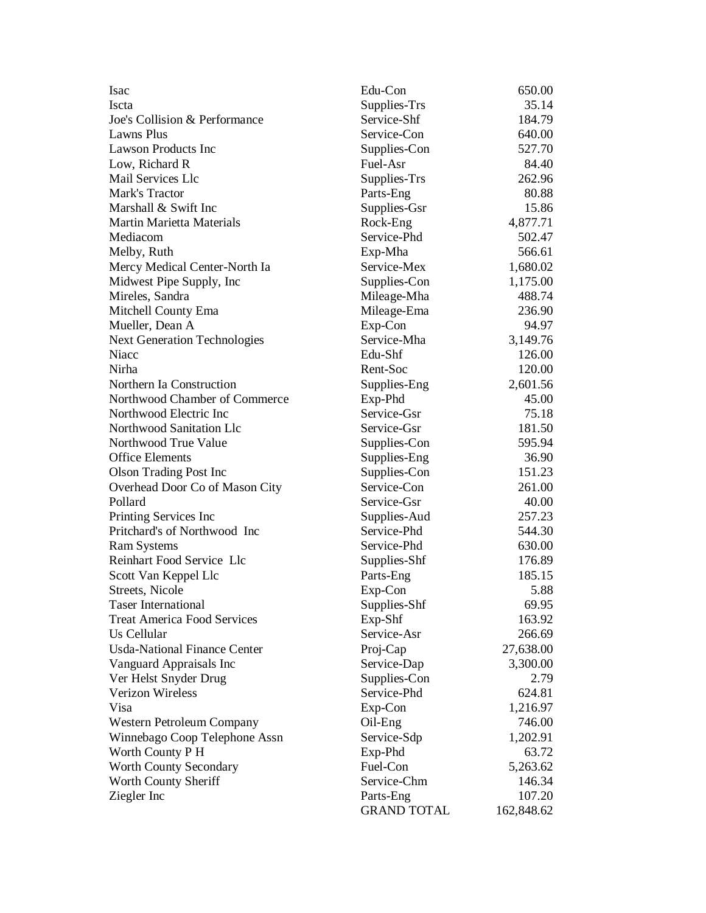| | | |
|---|---|---|
| Isac | Edu-Con | 650.00 |
| Iscta | Supplies-Trs | 35.14 |
| Joe's Collision & Performance | Service-Shf | 184.79 |
| Lawns Plus | Service-Con | 640.00 |
| Lawson Products Inc | Supplies-Con | 527.70 |
| Low, Richard R | Fuel-Asr | 84.40 |
| Mail Services Llc | Supplies-Trs | 262.96 |
| Mark's Tractor | Parts-Eng | 80.88 |
| Marshall & Swift Inc | Supplies-Gsr | 15.86 |
| Martin Marietta Materials | Rock-Eng | 4,877.71 |
| Mediacom | Service-Phd | 502.47 |
| Melby, Ruth | Exp-Mha | 566.61 |
| Mercy Medical Center-North Ia | Service-Mex | 1,680.02 |
| Midwest Pipe Supply, Inc | Supplies-Con | 1,175.00 |
| Mireles, Sandra | Mileage-Mha | 488.74 |
| Mitchell County Ema | Mileage-Ema | 236.90 |
| Mueller, Dean A | Exp-Con | 94.97 |
| Next Generation Technologies | Service-Mha | 3,149.76 |
| Niacc | Edu-Shf | 126.00 |
| Nirha | Rent-Soc | 120.00 |
| Northern Ia Construction | Supplies-Eng | 2,601.56 |
| Northwood Chamber of Commerce | Exp-Phd | 45.00 |
| Northwood Electric Inc | Service-Gsr | 75.18 |
| Northwood Sanitation Llc | Service-Gsr | 181.50 |
| Northwood True Value | Supplies-Con | 595.94 |
| Office Elements | Supplies-Eng | 36.90 |
| Olson Trading Post Inc | Supplies-Con | 151.23 |
| Overhead Door Co of Mason City | Service-Con | 261.00 |
| Pollard | Service-Gsr | 40.00 |
| Printing Services Inc | Supplies-Aud | 257.23 |
| Pritchard's of Northwood Inc | Service-Phd | 544.30 |
| Ram Systems | Service-Phd | 630.00 |
| Reinhart Food Service Llc | Supplies-Shf | 176.89 |
| Scott Van Keppel Llc | Parts-Eng | 185.15 |
| Streets, Nicole | Exp-Con | 5.88 |
| Taser International | Supplies-Shf | 69.95 |
| Treat America Food Services | Exp-Shf | 163.92 |
| Us Cellular | Service-Asr | 266.69 |
| Usda-National Finance Center | Proj-Cap | 27,638.00 |
| Vanguard Appraisals Inc | Service-Dap | 3,300.00 |
| Ver Helst Snyder Drug | Supplies-Con | 2.79 |
| Verizon Wireless | Service-Phd | 624.81 |
| Visa | Exp-Con | 1,216.97 |
| Western Petroleum Company | Oil-Eng | 746.00 |
| Winnebago Coop Telephone Assn | Service-Sdp | 1,202.91 |
| Worth County P H | Exp-Phd | 63.72 |
| Worth County Secondary | Fuel-Con | 5,263.62 |
| Worth County Sheriff | Service-Chm | 146.34 |
| Ziegler Inc | Parts-Eng | 107.20 |
| | GRAND TOTAL | 162,848.62 |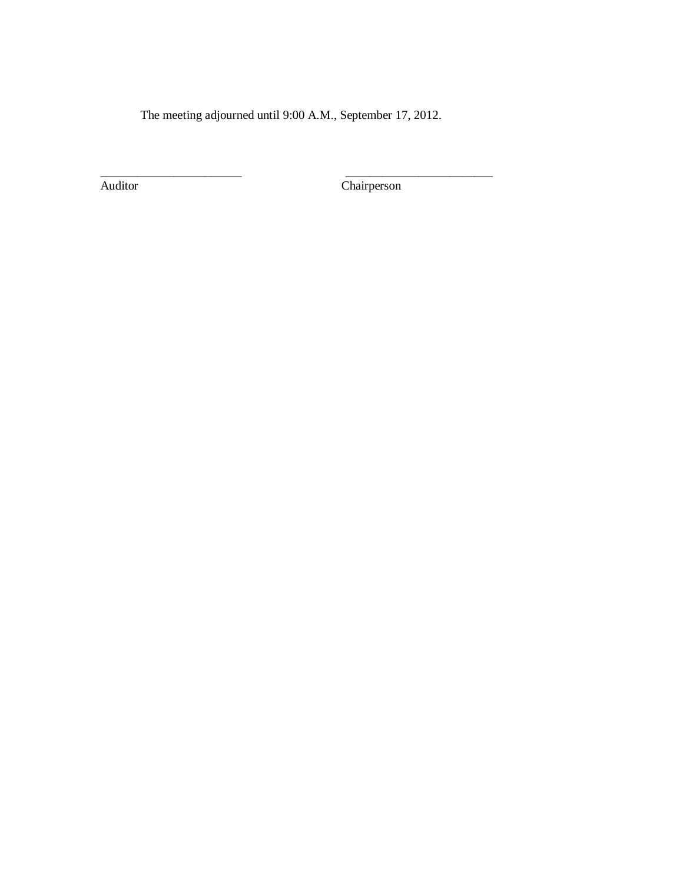The meeting adjourned until 9:00 A.M., September 17, 2012.

_______________________ _______________________

Auditor Chairperson